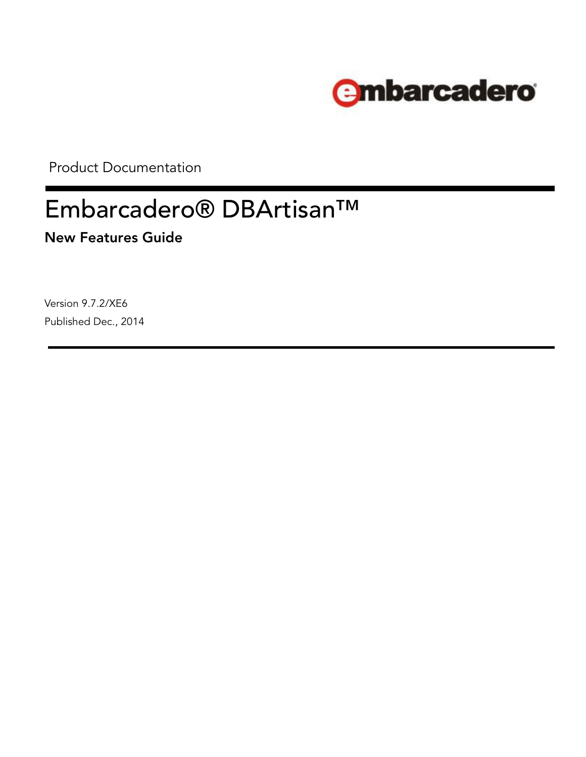embarcadero

Product Documentation

# Embarcadero® DBArtisan™

## New Features Guide

Version 9.7.2/XE6

Published Dec., 2014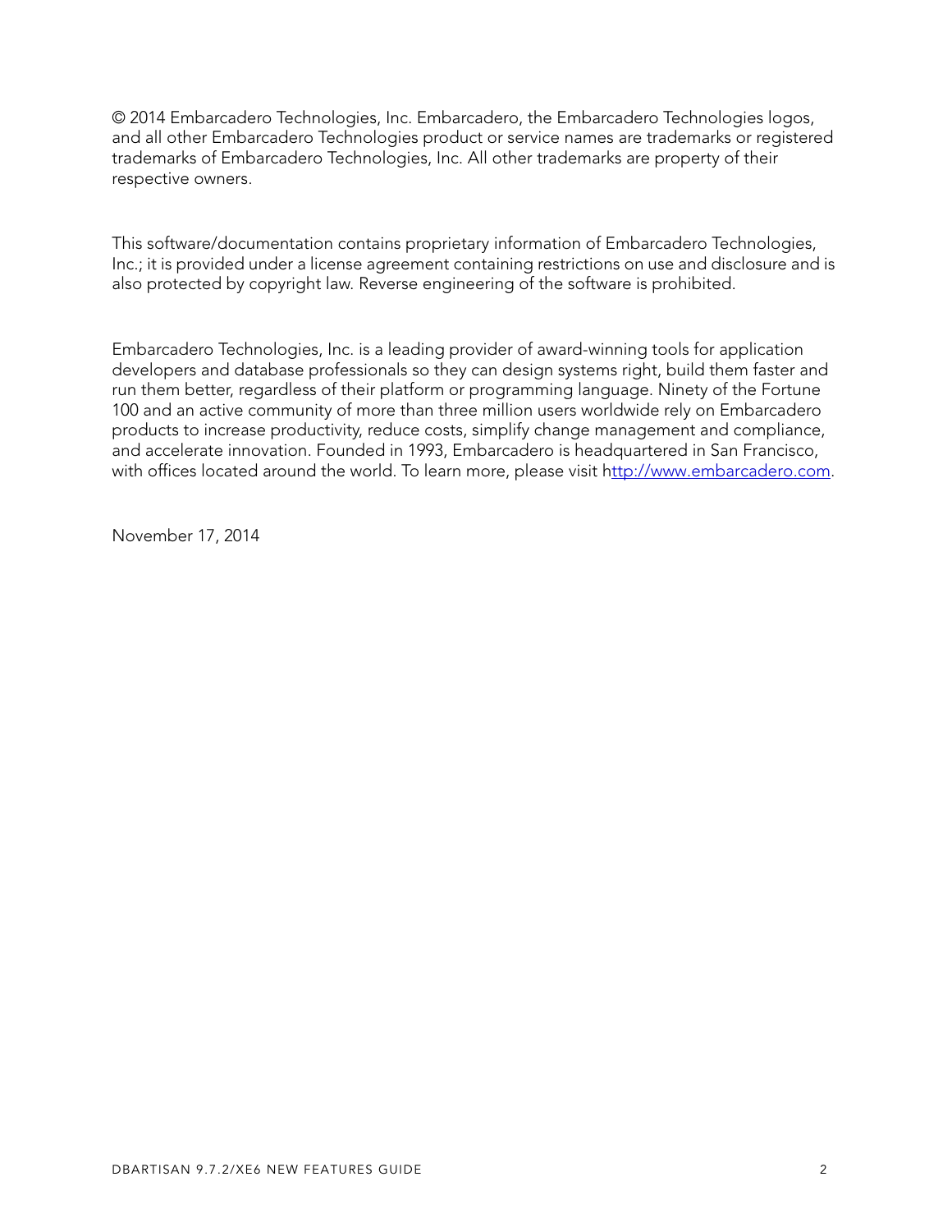© 2014 Embarcadero Technologies, Inc. Embarcadero, the Embarcadero Technologies logos, and all other Embarcadero Technologies product or service names are trademarks or registered trademarks of Embarcadero Technologies, Inc. All other trademarks are property of their respective owners.

This software/documentation contains proprietary information of Embarcadero Technologies, Inc.; it is provided under a license agreement containing restrictions on use and disclosure and is also protected by copyright law. Reverse engineering of the software is prohibited.

Embarcadero Technologies, Inc. is a leading provider of award-winning tools for application developers and database professionals so they can design systems right, build them faster and run them better, regardless of their platform or programming language. Ninety of the Fortune 100 and an active community of more than three million users worldwide rely on Embarcadero products to increase productivity, reduce costs, simplify change management and compliance, and accelerate innovation. Founded in 1993, Embarcadero is headquartered in San Francisco, with offices located around the world. To learn more, please visit [http://www.embarcadero.com](http://www.embarcadero.com).

November 17, 2014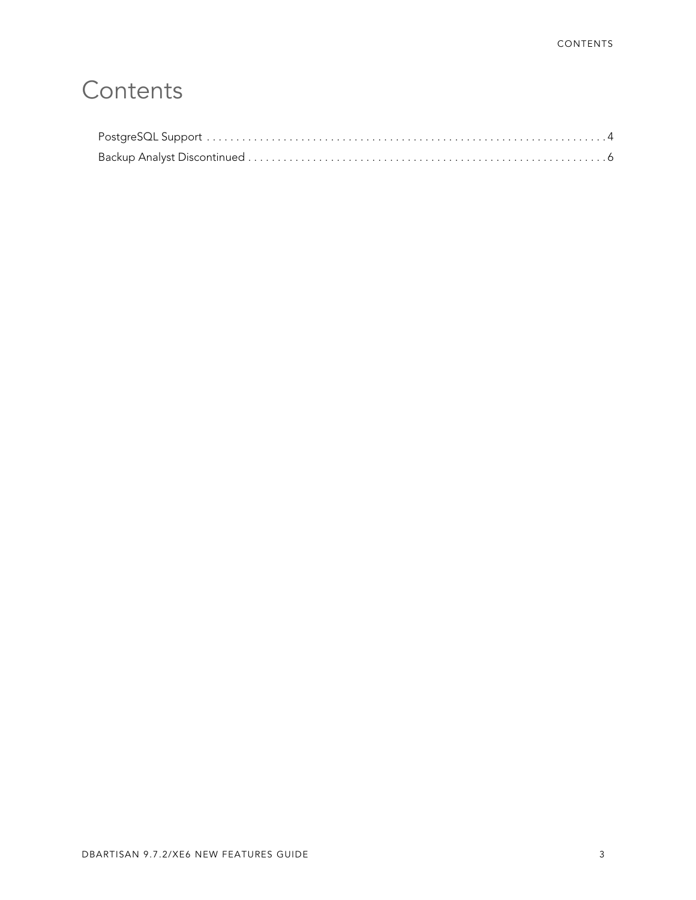# Contents

PostgreSQL Support . . . . . . . . . . . . . . . . . . . . . . . . . . . . . . . . . . . . . . . . . . . . . . . . . . . . . . . . . . . . . . . . . 4

Backup Analyst Discontinued . . . . . . . . . . . . . . . . . . . . . . . . . . . . . . . . . . . . . . . . . . . . . . . . . . . . . . . . . . . 6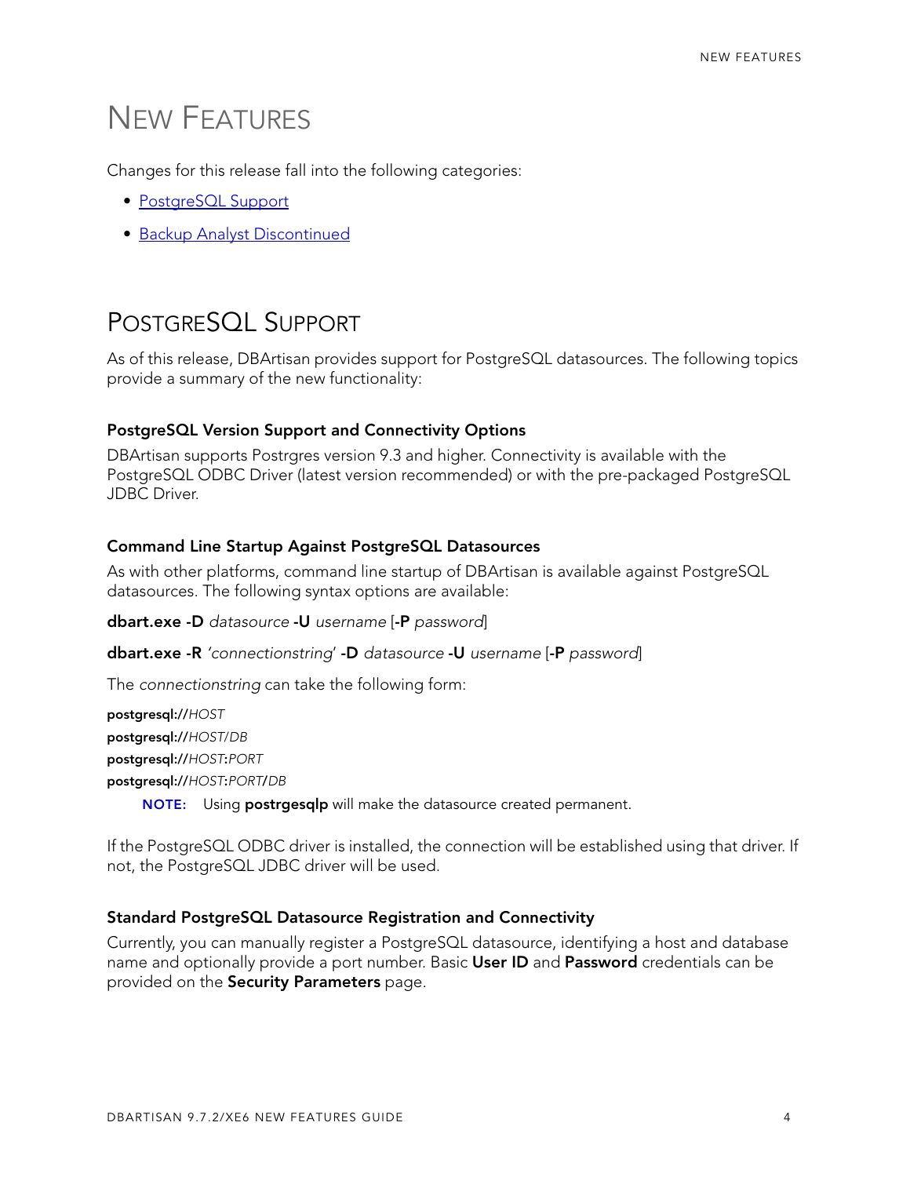# NEW FEATURES

Changes for this release fall into the following categories:

- PostgreSQL Support
- Backup Analyst Discontinued

## POSTGRESQL SUPPORT

As of this release, DBArtisan provides support for PostgreSQL datasources. The following topics provide a summary of the new functionality:

### PostgreSQL Version Support and Connectivity Options

DBArtisan supports Postrgres version 9.3 and higher. Connectivity is available with the PostgreSQL ODBC Driver (latest version recommended) or with the pre-packaged PostgreSQL JDBC Driver.

### Command Line Startup Against PostgreSQL Datasources

As with other platforms, command line startup of DBArtisan is available against PostgreSQL datasources. The following syntax options are available:

**dbart.exe -D** *datasource* **-U** *username* [**-P** *password*]

**dbart.exe -R** '*connectionstring*' **-D** *datasource* **-U** *username* [**-P** *password*]

The *connectionstring* can take the following form:

**postgresql://***HOST*

**postgresql://***HOST*/*DB*

**postgresql://***HOST***:***PORT*

**postgresql://***HOST***:***PORT***/***DB*

> **NOTE:** Using **postrgesqlp** will make the datasource created permanent.

If the PostgreSQL ODBC driver is installed, the connection will be established using that driver. If not, the PostgreSQL JDBC driver will be used.

### Standard PostgreSQL Datasource Registration and Connectivity

Currently, you can manually register a PostgreSQL datasource, identifying a host and database name and optionally provide a port number. Basic **User ID** and **Password** credentials can be provided on the **Security Parameters** page.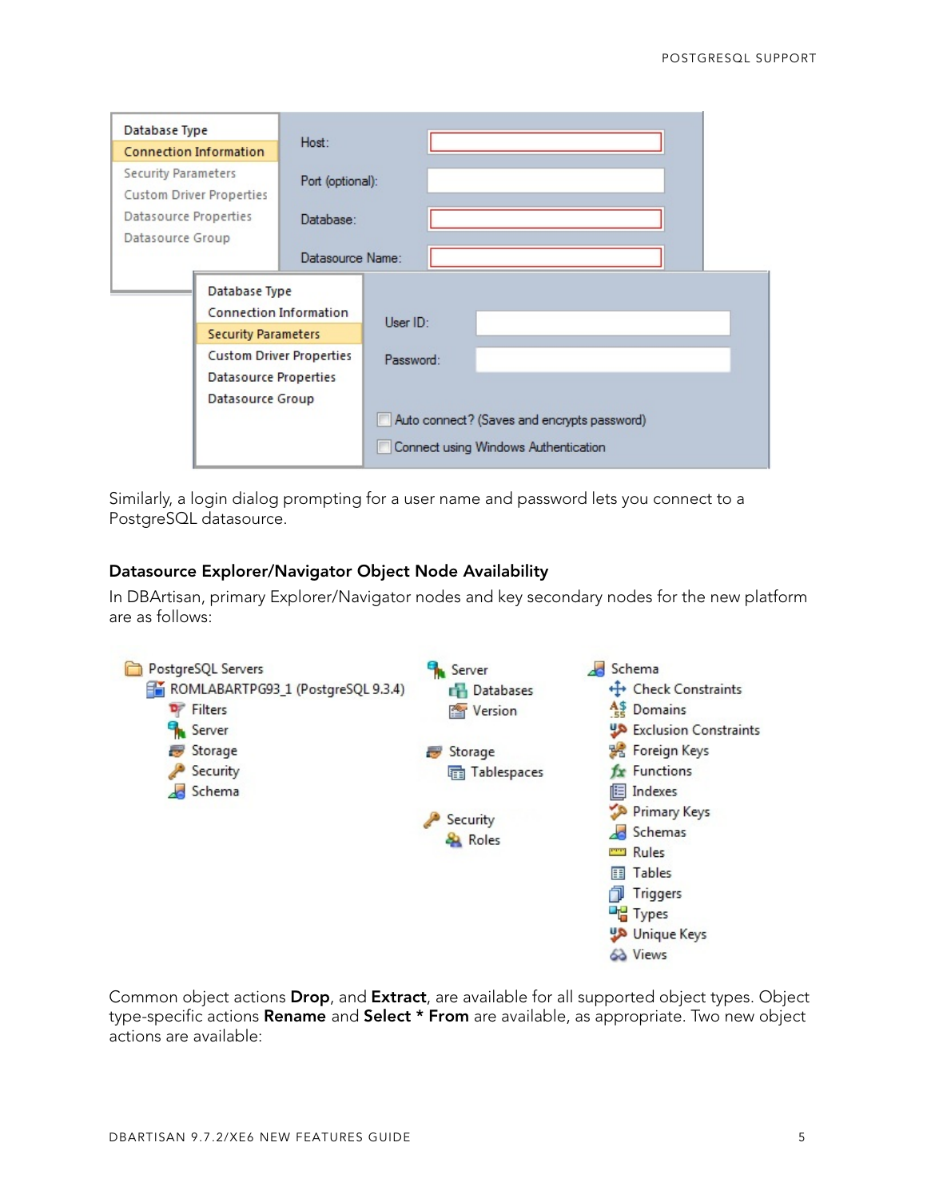Similarly, a login dialog prompting for a user name and password lets you connect to a PostgreSQL datasource.

### Datasource Explorer/Navigator Object Node Availability

In DBArtisan, primary Explorer/Navigator nodes and key secondary nodes for the new platform are as follows:

Common object actions **Drop**, and **Extract**, are available for all supported object types. Object type-specific actions **Rename** and **Select * From** are available, as appropriate. Two new object actions are available: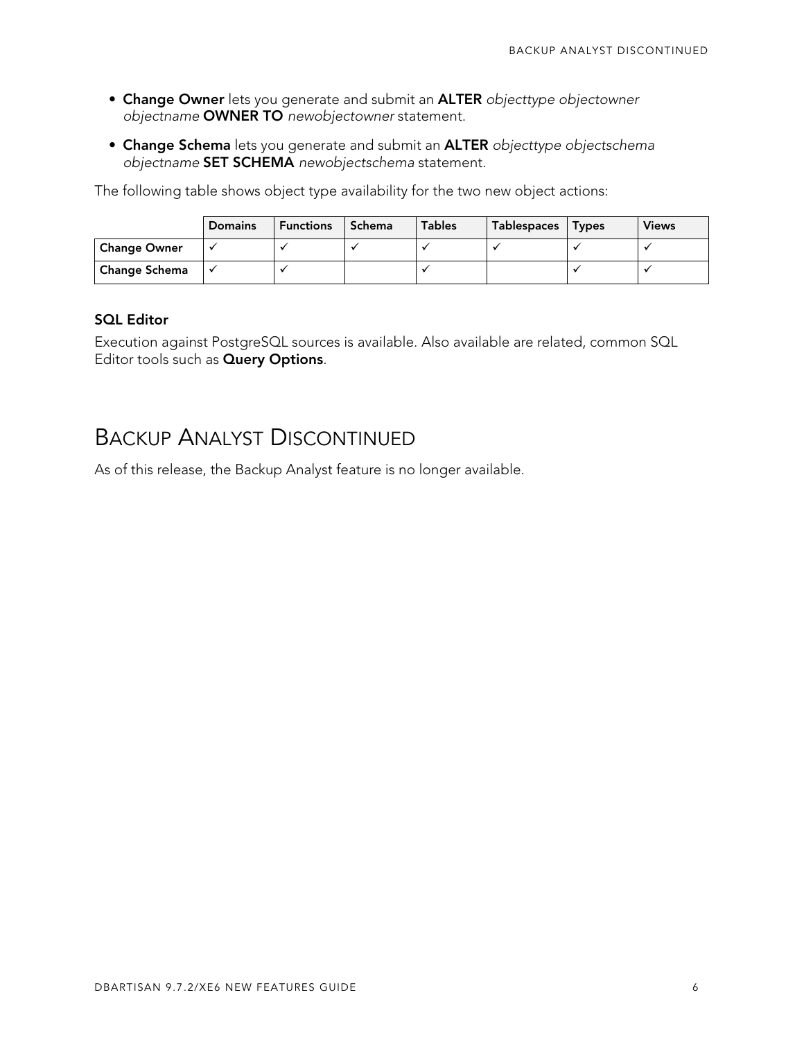- **Change Owner** lets you generate and submit an **ALTER** *objecttype objectowner objectname* **OWNER TO** *newobjectowner* statement.
- **Change Schema** lets you generate and submit an **ALTER** *objecttype objectschema objectname* **SET SCHEMA** *newobjectschema* statement.

The following table shows object type availability for the two new object actions:

| | Domains | Functions | Schema | Tables | Tablespaces | Types | Views |
|---|---|---|---|---|---|---|---|
| **Change Owner** | ✓ | ✓ | ✓ | ✓ | ✓ | ✓ | ✓ |
| **Change Schema** | ✓ | ✓ | | ✓ | | ✓ | ✓ |

### SQL Editor

Execution against PostgreSQL sources is available. Also available are related, common SQL Editor tools such as **Query Options**.

# Backup Analyst Discontinued

As of this release, the Backup Analyst feature is no longer available.